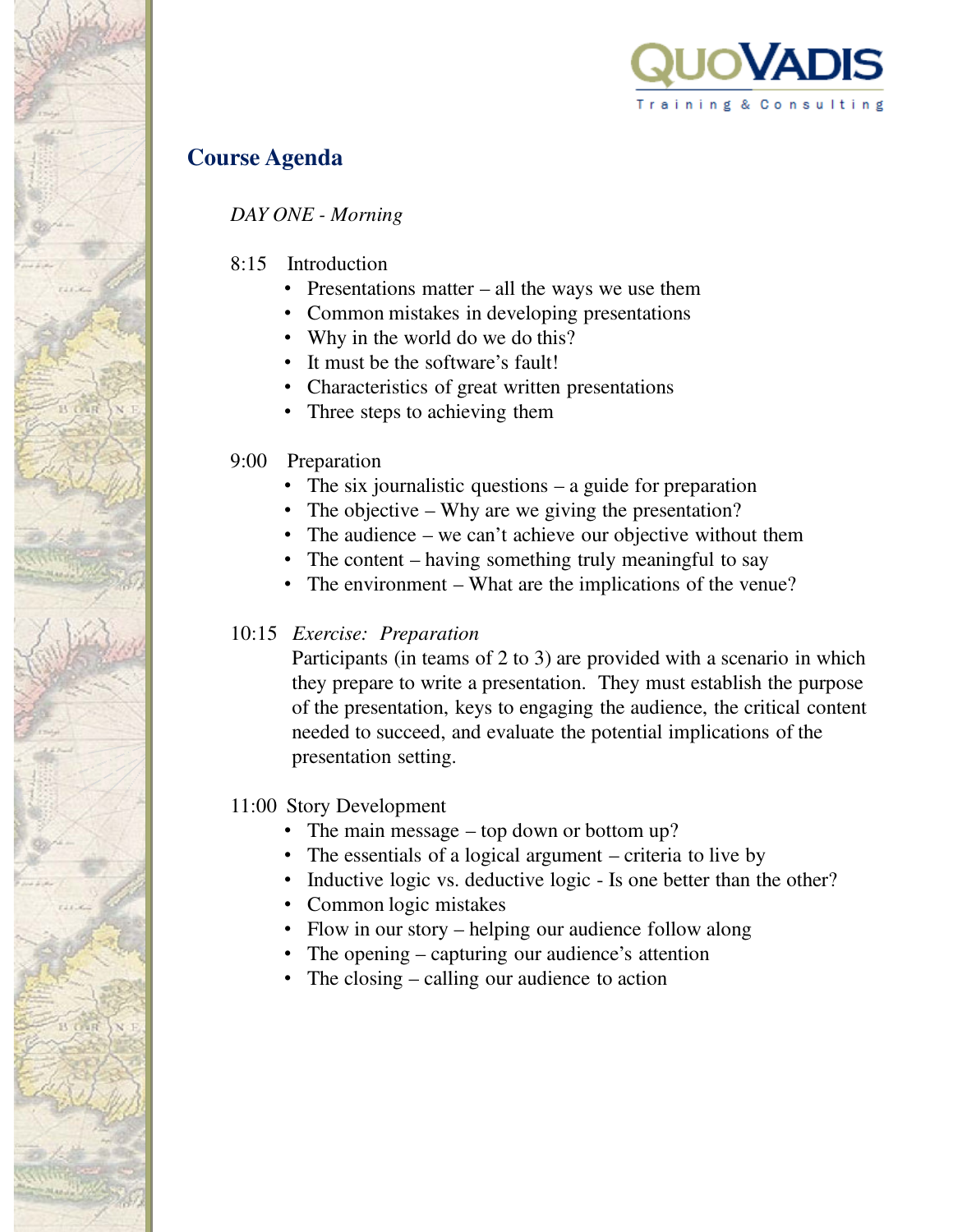# Course Agenda

*DAY ONE - Morning*

8:15 Introduction

- Presentations matter – all the ways we use them
- Common mistakes in developing presentations
- Why in the world do we do this?
- It must be the software's fault!
- Characteristics of great written presentations
- Three steps to achieving them

9:00 Preparation

- The six journalistic questions – a guide for preparation
- The objective – Why are we giving the presentation?
- The audience – we can't achieve our objective without them
- The content – having something truly meaningful to say
- The environment – What are the implications of the venue?

10:15 *Exercise: Preparation*

Participants (in teams of 2 to 3) are provided with a scenario in which they prepare to write a presentation. They must establish the purpose of the presentation, keys to engaging the audience, the critical content needed to succeed, and evaluate the potential implications of the presentation setting.

11:00 Story Development

- The main message – top down or bottom up?
- The essentials of a logical argument – criteria to live by
- Inductive logic vs. deductive logic - Is one better than the other?
- Common logic mistakes
- Flow in our story – helping our audience follow along
- The opening – capturing our audience's attention
- The closing – calling our audience to action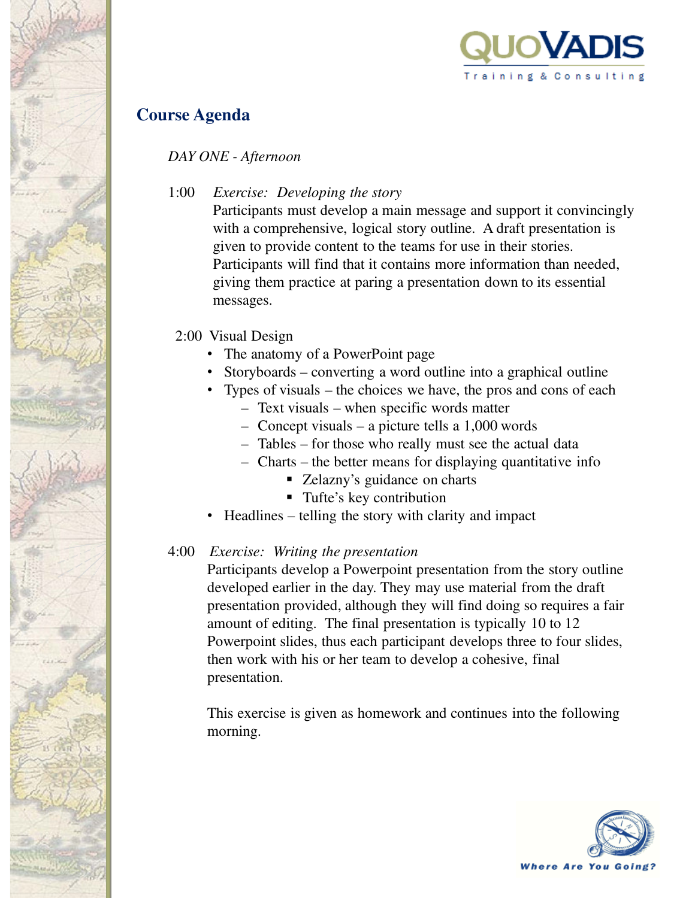## Course Agenda

*DAY ONE - Afternoon*

1:00 *Exercise: Developing the story*

Participants must develop a main message and support it convincingly with a comprehensive, logical story outline. A draft presentation is given to provide content to the teams for use in their stories. Participants will find that it contains more information than needed, giving them practice at paring a presentation down to its essential messages.

2:00 Visual Design

- The anatomy of a PowerPoint page
- Storyboards – converting a word outline into a graphical outline
- Types of visuals – the choices we have, the pros and cons of each
  - Text visuals – when specific words matter
  - Concept visuals – a picture tells a 1,000 words
  - Tables – for those who really must see the actual data
  - Charts – the better means for displaying quantitative info
    - Zelazny's guidance on charts
    - Tufte's key contribution
- Headlines – telling the story with clarity and impact

4:00 *Exercise: Writing the presentation*

Participants develop a Powerpoint presentation from the story outline developed earlier in the day. They may use material from the draft presentation provided, although they will find doing so requires a fair amount of editing. The final presentation is typically 10 to 12 Powerpoint slides, thus each participant develops three to four slides, then work with his or her team to develop a cohesive, final presentation.

This exercise is given as homework and continues into the following morning.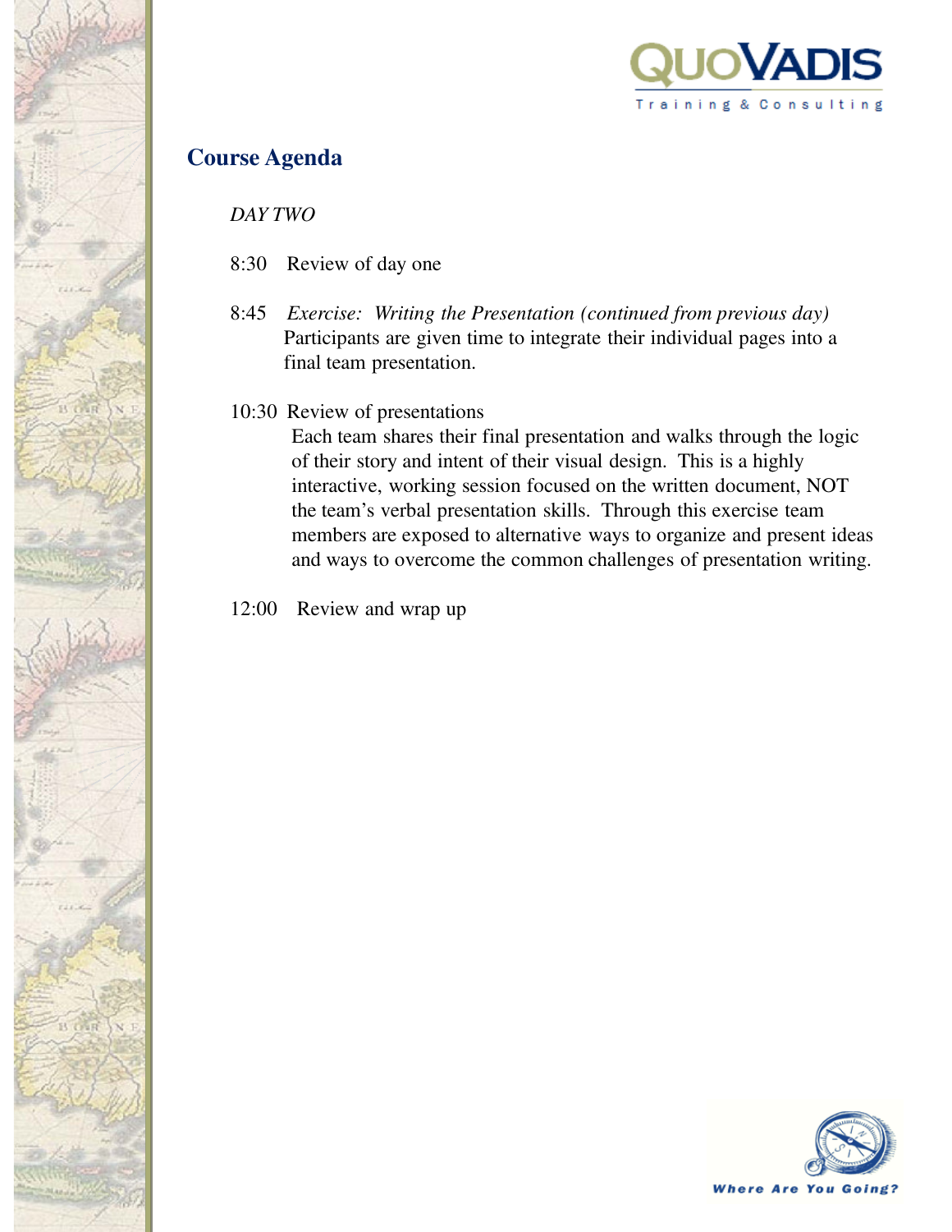## Course Agenda

*DAY TWO*

8:30 Review of day one

8:45 *Exercise: Writing the Presentation (continued from previous day)*
Participants are given time to integrate their individual pages into a final team presentation.

10:30 Review of presentations
Each team shares their final presentation and walks through the logic of their story and intent of their visual design. This is a highly interactive, working session focused on the written document, NOT the team's verbal presentation skills. Through this exercise team members are exposed to alternative ways to organize and present ideas and ways to overcome the common challenges of presentation writing.

12:00 Review and wrap up